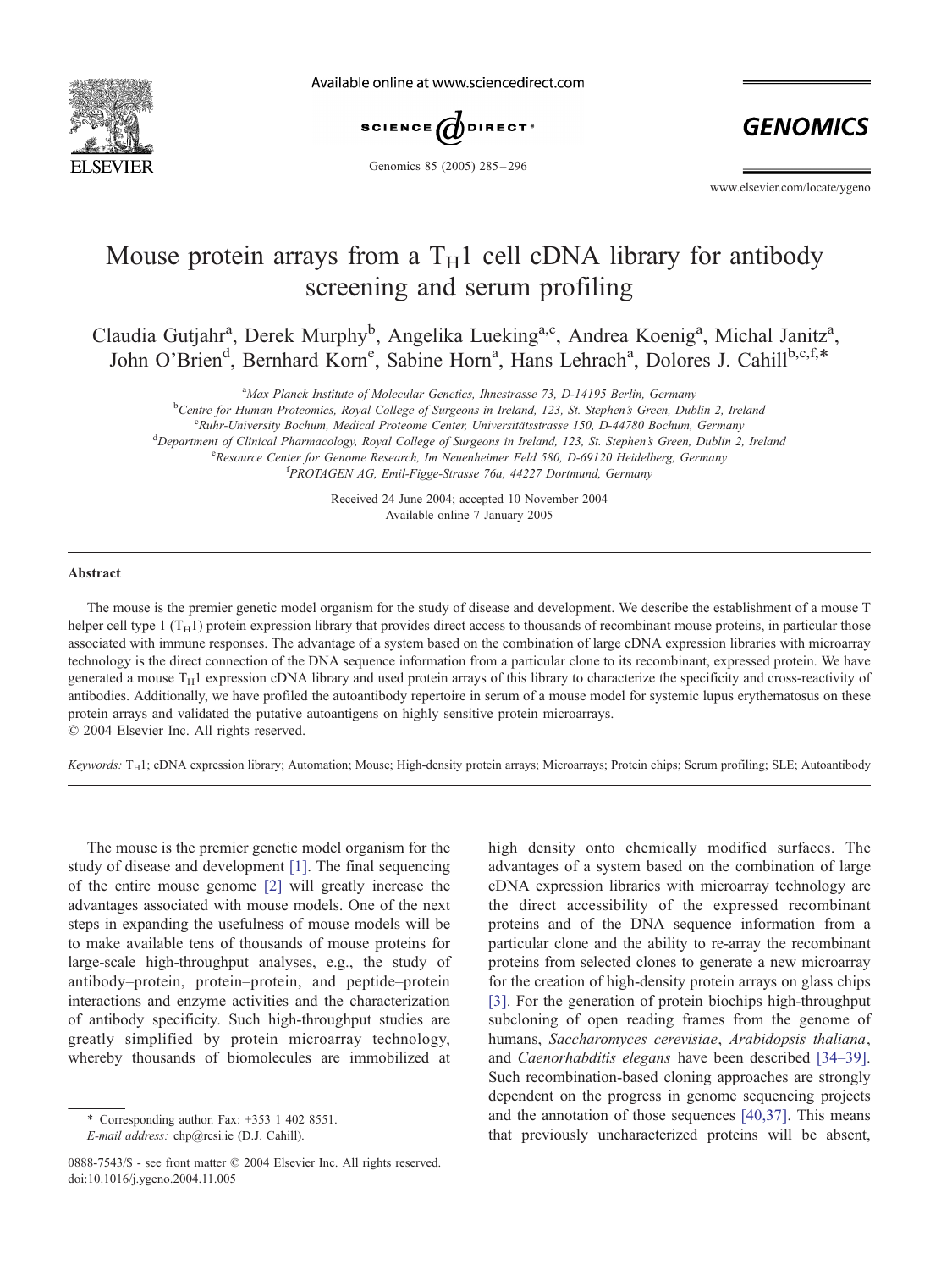# Mouse protein arrays from a $T_H1$ cell cDNA library for antibody screening and serum profiling

Claudia Gutjahr[a], Derek Murphy[b], Angelika Lueking[a,c], Andrea Koenig[a], Michal Janitz[a], John O'Brien[d], Bernhard Korn[e], Sabine Horn[a], Hans Lehrach[a], Dolores J. Cahill[b,c,f,*]

[a] Max Planck Institute of Molecular Genetics, Ihnestrasse 73, D-14195 Berlin, Germany
[b] Centre for Human Proteomics, Royal College of Surgeons in Ireland, 123, St. Stephen's Green, Dublin 2, Ireland
[c] Ruhr-University Bochum, Medical Proteome Center, Universitätsstrasse 150, D-44780 Bochum, Germany
[d] Department of Clinical Pharmacology, Royal College of Surgeons in Ireland, 123, St. Stephen's Green, Dublin 2, Ireland
[e] Resource Center for Genome Research, Im Neuenheimer Feld 580, D-69120 Heidelberg, Germany
[f] PROTAGEN AG, Emil-Figge-Strasse 76a, 44227 Dortmund, Germany

Received 24 June 2004; accepted 10 November 2004
Available online 7 January 2005

## Abstract

The mouse is the premier genetic model organism for the study of disease and development. We describe the establishment of a mouse T helper cell type 1 ($T_H1$) protein expression library that provides direct access to thousands of recombinant mouse proteins, in particular those associated with immune responses. The advantage of a system based on the combination of large cDNA expression libraries with microarray technology is the direct connection of the DNA sequence information from a particular clone to its recombinant, expressed protein. We have generated a mouse $T_H1$ expression cDNA library and used protein arrays of this library to characterize the specificity and cross-reactivity of antibodies. Additionally, we have profiled the autoantibody repertoire in serum of a mouse model for systemic lupus erythematosus on these protein arrays and validated the putative autoantigens on highly sensitive protein microarrays.
© 2004 Elsevier Inc. All rights reserved.

*Keywords:* $T_H1$; cDNA expression library; Automation; Mouse; High-density protein arrays; Microarrays; Protein chips; Serum profiling; SLE; Autoantibody

The mouse is the premier genetic model organism for the study of disease and development [1]. The final sequencing of the entire mouse genome [2] will greatly increase the advantages associated with mouse models. One of the next steps in expanding the usefulness of mouse models will be to make available tens of thousands of mouse proteins for large-scale high-throughput analyses, e.g., the study of antibody–protein, protein–protein, and peptide–protein interactions and enzyme activities and the characterization of antibody specificity. Such high-throughput studies are greatly simplified by protein microarray technology, whereby thousands of biomolecules are immobilized at high density onto chemically modified surfaces. The advantages of a system based on the combination of large cDNA expression libraries with microarray technology are the direct accessibility of the expressed recombinant proteins and of the DNA sequence information from a particular clone and the ability to re-array the recombinant proteins from selected clones to generate a new microarray for the creation of high-density protein arrays on glass chips [3]. For the generation of protein biochips high-throughput subcloning of open reading frames from the genome of humans, *Saccharomyces cerevisiae*, *Arabidopsis thaliana*, and *Caenorhabditis elegans* have been described [34–39]. Such recombination-based cloning approaches are strongly dependent on the progress in genome sequencing projects and the annotation of those sequences [40,37]. This means that previously uncharacterized proteins will be absent,

\* Corresponding author. Fax: +353 1 402 8551.
*E-mail address:* chp@rcsi.ie (D.J. Cahill).

0888-7543/$ - see front matter © 2004 Elsevier Inc. All rights reserved.
doi:10.1016/j.ygeno.2004.11.005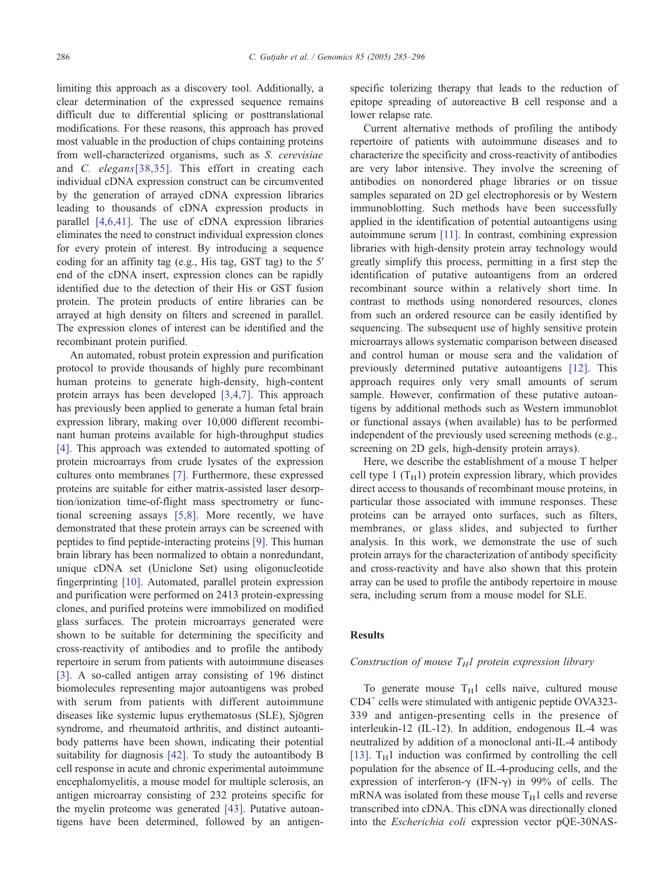limiting this approach as a discovery tool. Additionally, a clear determination of the expressed sequence remains difficult due to differential splicing or posttranslational modifications. For these reasons, this approach has proved most valuable in the production of chips containing proteins from well-characterized organisms, such as *S. cerevisiae* and *C. elegans*[38,35]. This effort in creating each individual cDNA expression construct can be circumvented by the generation of arrayed cDNA expression libraries leading to thousands of cDNA expression products in parallel [4,6,41]. The use of cDNA expression libraries eliminates the need to construct individual expression clones for every protein of interest. By introducing a sequence coding for an affinity tag (e.g., His tag, GST tag) to the 5′ end of the cDNA insert, expression clones can be rapidly identified due to the detection of their His or GST fusion protein. The protein products of entire libraries can be arrayed at high density on filters and screened in parallel. The expression clones of interest can be identified and the recombinant protein purified.

An automated, robust protein expression and purification protocol to provide thousands of highly pure recombinant human proteins to generate high-density, high-content protein arrays has been developed [3,4,7]. This approach has previously been applied to generate a human fetal brain expression library, making over 10,000 different recombinant human proteins available for high-throughput studies [4]. This approach was extended to automated spotting of protein microarrays from crude lysates of the expression cultures onto membranes [7]. Furthermore, these expressed proteins are suitable for either matrix-assisted laser desorption/ionization time-of-flight mass spectrometry or functional screening assays [5,8]. More recently, we have demonstrated that these protein arrays can be screened with peptides to find peptide-interacting proteins [9]. This human brain library has been normalized to obtain a nonredundant, unique cDNA set (Uniclone Set) using oligonucleotide fingerprinting [10]. Automated, parallel protein expression and purification were performed on 2413 protein-expressing clones, and purified proteins were immobilized on modified glass surfaces. The protein microarrays generated were shown to be suitable for determining the specificity and cross-reactivity of antibodies and to profile the antibody repertoire in serum from patients with autoimmune diseases [3]. A so-called antigen array consisting of 196 distinct biomolecules representing major autoantigens was probed with serum from patients with different autoimmune diseases like systemic lupus erythematosus (SLE), Sjögren syndrome, and rheumatoid arthritis, and distinct autoantibody patterns have been shown, indicating their potential suitability for diagnosis [42]. To study the autoantibody B cell response in acute and chronic experimental autoimmune encephalomyelitis, a mouse model for multiple sclerosis, an antigen microarray consisting of 232 proteins specific for the myelin proteome was generated [43]. Putative autoantigens have been determined, followed by an antigen-specific tolerizing therapy that leads to the reduction of epitope spreading of autoreactive B cell response and a lower relapse rate.

Current alternative methods of profiling the antibody repertoire of patients with autoimmune diseases and to characterize the specificity and cross-reactivity of antibodies are very labor intensive. They involve the screening of antibodies on nonordered phage libraries or on tissue samples separated on 2D gel electrophoresis or by Western immunoblotting. Such methods have been successfully applied in the identification of potential autoantigens using autoimmune serum [11]. In contrast, combining expression libraries with high-density protein array technology would greatly simplify this process, permitting in a first step the identification of putative autoantigens from an ordered recombinant source within a relatively short time. In contrast to methods using nonordered resources, clones from such an ordered resource can be easily identified by sequencing. The subsequent use of highly sensitive protein microarrays allows systematic comparison between diseased and control human or mouse sera and the validation of previously determined putative autoantigens [12]. This approach requires only very small amounts of serum sample. However, confirmation of these putative autoantigens by additional methods such as Western immunoblot or functional assays (when available) has to be performed independent of the previously used screening methods (e.g., screening on 2D gels, high-density protein arrays).

Here, we describe the establishment of a mouse T helper cell type 1 ($T_H1$) protein expression library, which provides direct access to thousands of recombinant mouse proteins, in particular those associated with immune responses. These proteins can be arrayed onto surfaces, such as filters, membranes, or glass slides, and subjected to further analysis. In this work, we demonstrate the use of such protein arrays for the characterization of antibody specificity and cross-reactivity and have also shown that this protein array can be used to profile the antibody repertoire in mouse sera, including serum from a mouse model for SLE.

## Results

### *Construction of mouse $T_H1$ protein expression library*

To generate mouse $T_H1$ cells naïve, cultured mouse $CD4^+$ cells were stimulated with antigenic peptide OVA323-339 and antigen-presenting cells in the presence of interleukin-12 (IL-12). In addition, endogenous IL-4 was neutralized by addition of a monoclonal anti-IL-4 antibody [13]. $T_H1$ induction was confirmed by controlling the cell population for the absence of IL-4-producing cells, and the expression of interferon-γ (IFN-γ) in 99% of cells. The mRNA was isolated from these mouse $T_H1$ cells and reverse transcribed into cDNA. This cDNA was directionally cloned into the *Escherichia coli* expression vector pQE-30NAS-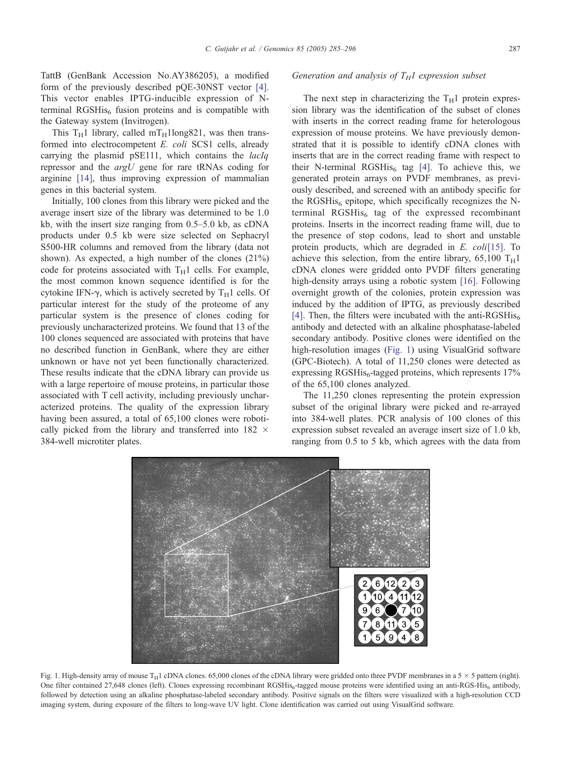TattB (GenBank Accession No.AY386205), a modified form of the previously described pQE-30NST vector [4]. This vector enables IPTG-inducible expression of N-terminal $RGSHis_6$ fusion proteins and is compatible with the Gateway system (Invitrogen).

This $T_H1$ library, called $mT_H1long821$, was then transformed into electrocompetent *E. coli* SCS1 cells, already carrying the plasmid pSE111, which contains the *lacIq* repressor and the *argU* gene for rare tRNAs coding for arginine [14], thus improving expression of mammalian genes in this bacterial system.

Initially, 100 clones from this library were picked and the average insert size of the library was determined to be 1.0 kb, with the insert size ranging from 0.5–5.0 kb, as cDNA products under 0.5 kb were size selected on Sephacryl S500-HR columns and removed from the library (data not shown). As expected, a high number of the clones (21%) code for proteins associated with $T_H1$ cells. For example, the most common known sequence identified is for the cytokine IFN-γ, which is actively secreted by $T_H1$ cells. Of particular interest for the study of the proteome of any particular system is the presence of clones coding for previously uncharacterized proteins. We found that 13 of the 100 clones sequenced are associated with proteins that have no described function in GenBank, where they are either unknown or have not yet been functionally characterized. These results indicate that the cDNA library can provide us with a large repertoire of mouse proteins, in particular those associated with T cell activity, including previously uncharacterized proteins. The quality of the expression library having been assured, a total of 65,100 clones were robotically picked from the library and transferred into 182 × 384-well microtiter plates.

### *Generation and analysis of $T_H1$ expression subset*

The next step in characterizing the $T_H1$ protein expression library was the identification of the subset of clones with inserts in the correct reading frame for heterologous expression of mouse proteins. We have previously demonstrated that it is possible to identify cDNA clones with inserts that are in the correct reading frame with respect to their N-terminal $RGSHis_6$ tag [4]. To achieve this, we generated protein arrays on PVDF membranes, as previously described, and screened with an antibody specific for the $RGSHis_6$ epitope, which specifically recognizes the N-terminal $RGSHis_6$ tag of the expressed recombinant proteins. Inserts in the incorrect reading frame will, due to the presence of stop codons, lead to short and unstable protein products, which are degraded in *E. coli* [15]. To achieve this selection, from the entire library, 65,100 $T_H1$ cDNA clones were gridded onto PVDF filters generating high-density arrays using a robotic system [16]. Following overnight growth of the colonies, protein expression was induced by the addition of IPTG, as previously described [4]. Then, the filters were incubated with the anti-$RGSHis_6$ antibody and detected with an alkaline phosphatase-labeled secondary antibody. Positive clones were identified on the high-resolution images (Fig. 1) using VisualGrid software (GPC-Biotech). A total of 11,250 clones were detected as expressing $RGSHis_6$-tagged proteins, which represents 17% of the 65,100 clones analyzed.

The 11,250 clones representing the protein expression subset of the original library were picked and re-arrayed into 384-well plates. PCR analysis of 100 clones of this expression subset revealed an average insert size of 1.0 kb, ranging from 0.5 to 5 kb, which agrees with the data from

Fig. 1. High-density array of mouse $T_H1$ cDNA clones. 65,000 clones of the cDNA library were gridded onto three PVDF membranes in a 5 × 5 pattern (right). One filter contained 27,648 clones (left). Clones expressing recombinant $RGSHis_6$-tagged mouse proteins were identified using an anti-RGS-$His_6$ antibody, followed by detection using an alkaline phosphatase-labeled secondary antibody. Positive signals on the filters were visualized with a high-resolution CCD imaging system, during exposure of the filters to long-wave UV light. Clone identification was carried out using VisualGrid software.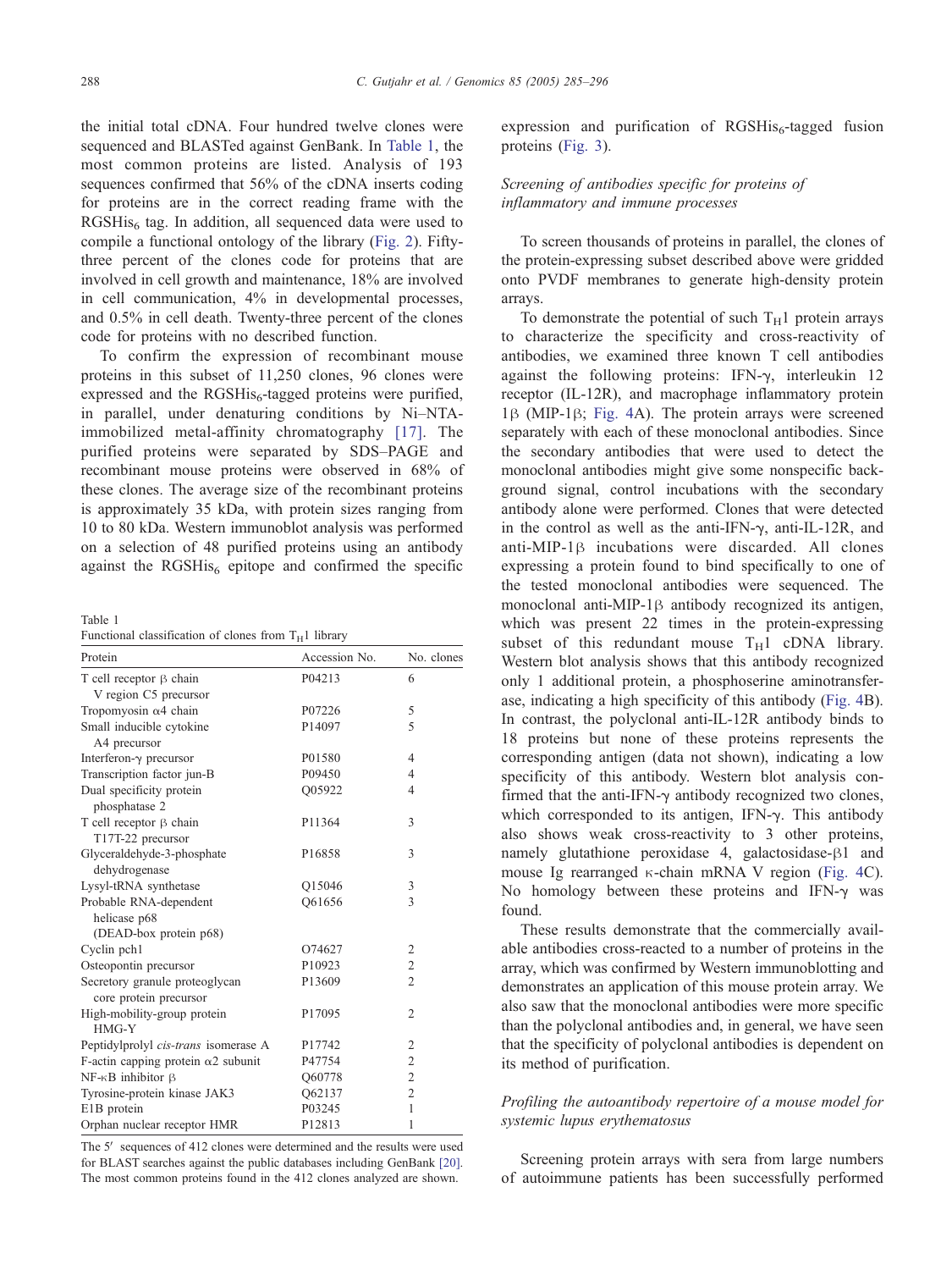the initial total cDNA. Four hundred twelve clones were sequenced and BLASTed against GenBank. In Table 1, the most common proteins are listed. Analysis of 193 sequences confirmed that 56% of the cDNA inserts coding for proteins are in the correct reading frame with the $RGSHis_6$ tag. In addition, all sequenced data were used to compile a functional ontology of the library (Fig. 2). Fifty-three percent of the clones code for proteins that are involved in cell growth and maintenance, 18% are involved in cell communication, 4% in developmental processes, and 0.5% in cell death. Twenty-three percent of the clones code for proteins with no described function.

To confirm the expression of recombinant mouse proteins in this subset of 11,250 clones, 96 clones were expressed and the $RGSHis_6$-tagged proteins were purified, in parallel, under denaturing conditions by Ni–NTA-immobilized metal-affinity chromatography [17]. The purified proteins were separated by SDS–PAGE and recombinant mouse proteins were observed in 68% of these clones. The average size of the recombinant proteins is approximately 35 kDa, with protein sizes ranging from 10 to 80 kDa. Western immunoblot analysis was performed on a selection of 48 purified proteins using an antibody against the $RGSHis_6$ epitope and confirmed the specific expression and purification of $RGSHis_6$-tagged fusion proteins (Fig. 3).

Table 1
Functional classification of clones from $T_H1$ library

| Protein | Accession No. | No. clones |
|---|---|---|
| T cell receptor β chain V region C5 precursor | P04213 | 6 |
| Tropomyosin α4 chain | P07226 | 5 |
| Small inducible cytokine A4 precursor | P14097 | 5 |
| Interferon-γ precursor | P01580 | 4 |
| Transcription factor jun-B | P09450 | 4 |
| Dual specificity protein phosphatase 2 | Q05922 | 4 |
| T cell receptor β chain T17T-22 precursor | P11364 | 3 |
| Glyceraldehyde-3-phosphate dehydrogenase | P16858 | 3 |
| Lysyl-tRNA synthetase | Q15046 | 3 |
| Probable RNA-dependent helicase p68 (DEAD-box protein p68) | Q61656 | 3 |
| Cyclin pch1 | O74627 | 2 |
| Osteopontin precursor | P10923 | 2 |
| Secretory granule proteoglycan core protein precursor | P13609 | 2 |
| High-mobility-group protein HMG-Y | P17095 | 2 |
| Peptidylprolyl *cis-trans* isomerase A | P17742 | 2 |
| F-actin capping protein α2 subunit | P47754 | 2 |
| NF-κB inhibitor β | Q60778 | 2 |
| Tyrosine-protein kinase JAK3 | Q62137 | 2 |
| E1B protein | P03245 | 1 |
| Orphan nuclear receptor HMR | P12813 | 1 |

The 5′ sequences of 412 clones were determined and the results were used for BLAST searches against the public databases including GenBank [20]. The most common proteins found in the 412 clones analyzed are shown.

### *Screening of antibodies specific for proteins of inflammatory and immune processes*

To screen thousands of proteins in parallel, the clones of the protein-expressing subset described above were gridded onto PVDF membranes to generate high-density protein arrays.

To demonstrate the potential of such $T_H1$ protein arrays to characterize the specificity and cross-reactivity of antibodies, we examined three known T cell antibodies against the following proteins: IFN-γ, interleukin 12 receptor (IL-12R), and macrophage inflammatory protein 1β (MIP-1β; Fig. 4A). The protein arrays were screened separately with each of these monoclonal antibodies. Since the secondary antibodies that were used to detect the monoclonal antibodies might give some nonspecific background signal, control incubations with the secondary antibody alone were performed. Clones that were detected in the control as well as the anti-IFN-γ, anti-IL-12R, and anti-MIP-1β incubations were discarded. All clones expressing a protein found to bind specifically to one of the tested monoclonal antibodies were sequenced. The monoclonal anti-MIP-1β antibody recognized its antigen, which was present 22 times in the protein-expressing subset of this redundant mouse $T_H1$ cDNA library. Western blot analysis shows that this antibody recognized only 1 additional protein, a phosphoserine aminotransferase, indicating a high specificity of this antibody (Fig. 4B). In contrast, the polyclonal anti-IL-12R antibody binds to 18 proteins but none of these proteins represents the corresponding antigen (data not shown), indicating a low specificity of this antibody. Western blot analysis confirmed that the anti-IFN-γ antibody recognized two clones, which corresponded to its antigen, IFN-γ. This antibody also shows weak cross-reactivity to 3 other proteins, namely glutathione peroxidase 4, galactosidase-β1 and mouse Ig rearranged κ-chain mRNA V region (Fig. 4C). No homology between these proteins and IFN-γ was found.

These results demonstrate that the commercially available antibodies cross-reacted to a number of proteins in the array, which was confirmed by Western immunoblotting and demonstrates an application of this mouse protein array. We also saw that the monoclonal antibodies were more specific than the polyclonal antibodies and, in general, we have seen that the specificity of polyclonal antibodies is dependent on its method of purification.

### *Profiling the autoantibody repertoire of a mouse model for systemic lupus erythematosus*

Screening protein arrays with sera from large numbers of autoimmune patients has been successfully performed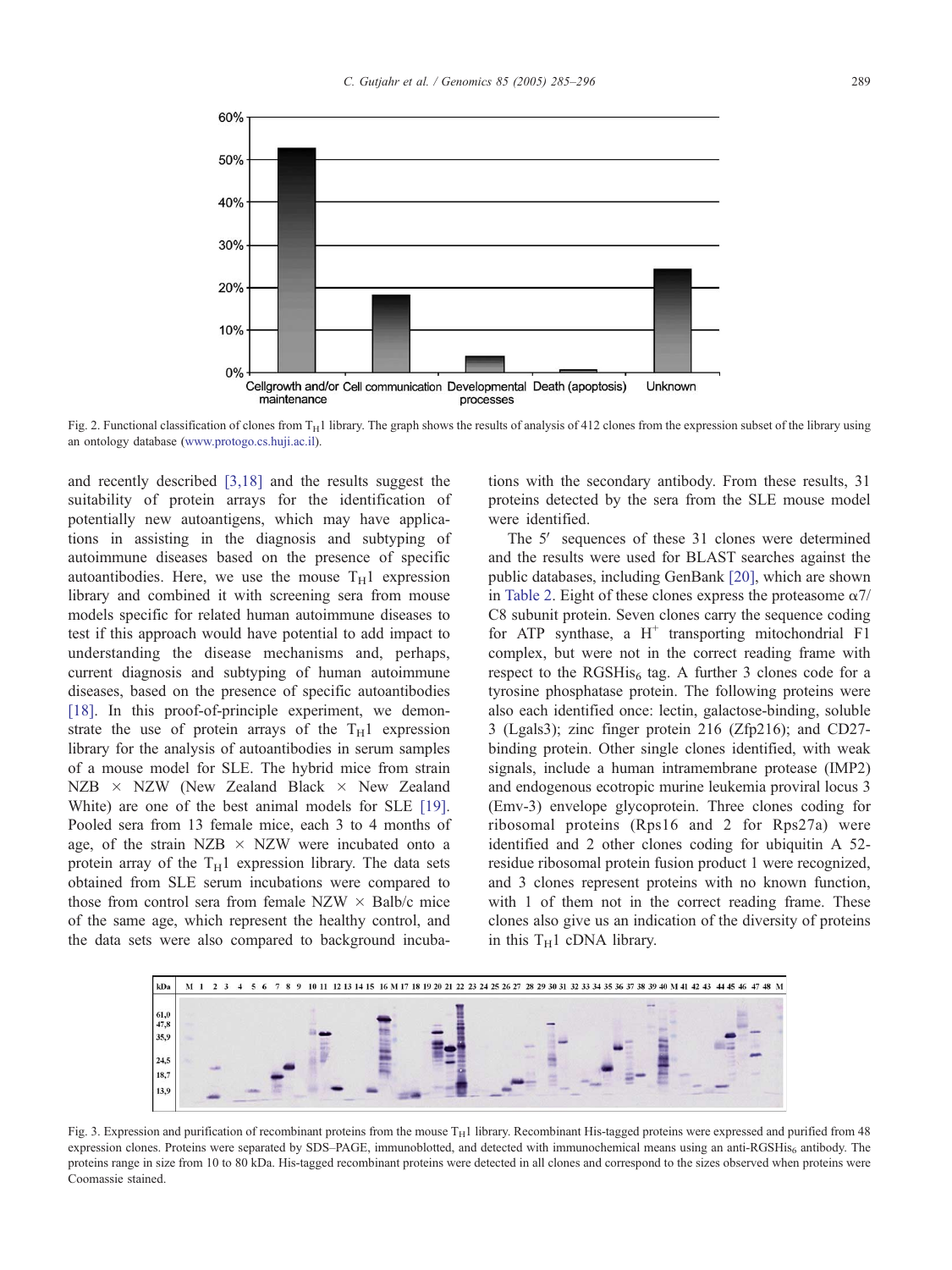Fig. 2. Functional classification of clones from $T_H1$ library. The graph shows the results of analysis of 412 clones from the expression subset of the library using an ontology database (www.protogo.cs.huji.ac.il).

and recently described [3,18] and the results suggest the suitability of protein arrays for the identification of potentially new autoantigens, which may have applications in assisting in the diagnosis and subtyping of autoimmune diseases based on the presence of specific autoantibodies. Here, we use the mouse $T_H1$ expression library and combined it with screening sera from mouse models specific for related human autoimmune diseases to test if this approach would have potential to add impact to understanding the disease mechanisms and, perhaps, current diagnosis and subtyping of human autoimmune diseases, based on the presence of specific autoantibodies [18]. In this proof-of-principle experiment, we demonstrate the use of protein arrays of the $T_H1$ expression library for the analysis of autoantibodies in serum samples of a mouse model for SLE. The hybrid mice from strain NZB × NZW (New Zealand Black × New Zealand White) are one of the best animal models for SLE [19]. Pooled sera from 13 female mice, each 3 to 4 months of age, of the strain NZB × NZW were incubated onto a protein array of the $T_H1$ expression library. The data sets obtained from SLE serum incubations were compared to those from control sera from female NZW × Balb/c mice of the same age, which represent the healthy control, and the data sets were also compared to background incubations with the secondary antibody. From these results, 31 proteins detected by the sera from the SLE mouse model were identified.

The 5′ sequences of these 31 clones were determined and the results were used for BLAST searches against the public databases, including GenBank [20], which are shown in Table 2. Eight of these clones express the proteasome α7/C8 subunit protein. Seven clones carry the sequence coding for ATP synthase, a $H^+$ transporting mitochondrial F1 complex, but were not in the correct reading frame with respect to the $RGSHis_6$ tag. A further 3 clones code for a tyrosine phosphatase protein. The following proteins were also each identified once: lectin, galactose-binding, soluble 3 (Lgals3); zinc finger protein 216 (Zfp216); and CD27-binding protein. Other single clones identified, with weak signals, include a human intramembrane protease (IMP2) and endogenous ecotropic murine leukemia proviral locus 3 (Emv-3) envelope glycoprotein. Three clones coding for ribosomal proteins (Rps16 and 2 for Rps27a) were identified and 2 other clones coding for ubiquitin A 52-residue ribosomal protein fusion product 1 were recognized, and 3 clones represent proteins with no known function, with 1 of them not in the correct reading frame. These clones also give us an indication of the diversity of proteins in this $T_H1$ cDNA library.

Fig. 3. Expression and purification of recombinant proteins from the mouse $T_H1$ library. Recombinant His-tagged proteins were expressed and purified from 48 expression clones. Proteins were separated by SDS–PAGE, immunoblotted, and detected with immunochemical means using an anti-$RGSHis_6$ antibody. The proteins range in size from 10 to 80 kDa. His-tagged recombinant proteins were detected in all clones and correspond to the sizes observed when proteins were Coomassie stained.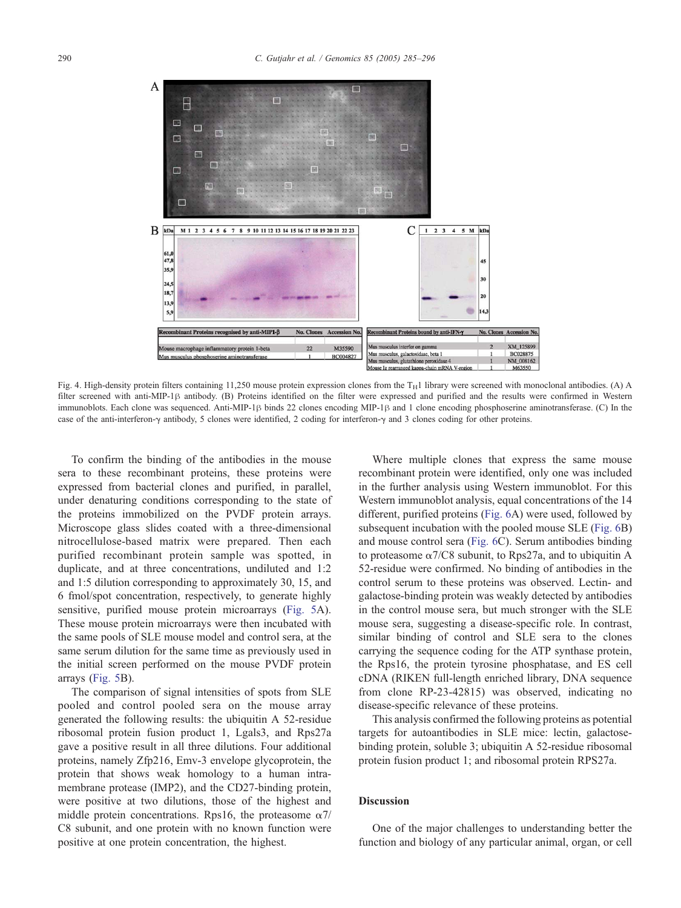| Recombinant Proteins recognised by anti-MIP1-β | No. Clones | Accession No. |
|---|---|---|
| Mouse macrophage inflammatory protein 1-beta | 22 | M35590 |
| Mus musculus phosphoserine aminotransferase | 1 | BC004827 |

| Recombinant Proteins bound by anti-IFN-γ | No. Clones | Accession No. |
|---|---|---|
| Mus musculus interfer on gamma | 2 | XM_125899 |
| Mus musculus, galactosidase, beta 1 | 1 | BC028875 |
| Mus musculus, glutathione peroxidase 4 | 1 | NM_008162 |
| Mouse Ig rearranged kappa-chain mRNA V-region | 1 | M63550 |

Fig. 4. High-density protein filters containing 11,250 mouse protein expression clones from the $T_H1$ library were screened with monoclonal antibodies. (A) A filter screened with anti-MIP-1β antibody. (B) Proteins identified on the filter were expressed and purified and the results were confirmed in Western immunoblots. Each clone was sequenced. Anti-MIP-1β binds 22 clones encoding MIP-1β and 1 clone encoding phosphoserine aminotransferase. (C) In the case of the anti-interferon-γ antibody, 5 clones were identified, 2 coding for interferon-γ and 3 clones coding for other proteins.

To confirm the binding of the antibodies in the mouse sera to these recombinant proteins, these proteins were expressed from bacterial clones and purified, in parallel, under denaturing conditions corresponding to the state of the proteins immobilized on the PVDF protein arrays. Microscope glass slides coated with a three-dimensional nitrocellulose-based matrix were prepared. Then each purified recombinant protein sample was spotted, in duplicate, and at three concentrations, undiluted and 1:2 and 1:5 dilution corresponding to approximately 30, 15, and 6 fmol/spot concentration, respectively, to generate highly sensitive, purified mouse protein microarrays (Fig. 5A). These mouse protein microarrays were then incubated with the same pools of SLE mouse model and control sera, at the same serum dilution for the same time as previously used in the initial screen performed on the mouse PVDF protein arrays (Fig. 5B).

The comparison of signal intensities of spots from SLE pooled and control pooled sera on the mouse array generated the following results: the ubiquitin A 52-residue ribosomal protein fusion product 1, Lgals3, and Rps27a gave a positive result in all three dilutions. Four additional proteins, namely Zfp216, Emv-3 envelope glycoprotein, the protein that shows weak homology to a human intramembrane protease (IMP2), and the CD27-binding protein, were positive at two dilutions, those of the highest and middle protein concentrations. Rps16, the proteasome α7/C8 subunit, and one protein with no known function were positive at one protein concentration, the highest.

Where multiple clones that express the same mouse recombinant protein were identified, only one was included in the further analysis using Western immunoblot. For this Western immunoblot analysis, equal concentrations of the 14 different, purified proteins (Fig. 6A) were used, followed by subsequent incubation with the pooled mouse SLE (Fig. 6B) and mouse control sera (Fig. 6C). Serum antibodies binding to proteasome α7/C8 subunit, to Rps27a, and to ubiquitin A 52-residue were confirmed. No binding of antibodies in the control serum to these proteins was observed. Lectin- and galactose-binding protein was weakly detected by antibodies in the control mouse sera, but much stronger with the SLE mouse sera, suggesting a disease-specific role. In contrast, similar binding of control and SLE sera to the clones carrying the sequence coding for the ATP synthase protein, the Rps16, the protein tyrosine phosphatase, and ES cell cDNA (RIKEN full-length enriched library, DNA sequence from clone RP-23-42815) was observed, indicating no disease-specific relevance of these proteins.

This analysis confirmed the following proteins as potential targets for autoantibodies in SLE mice: lectin, galactose-binding protein, soluble 3; ubiquitin A 52-residue ribosomal protein fusion product 1; and ribosomal protein RPS27a.

## Discussion

One of the major challenges to understanding better the function and biology of any particular animal, organ, or cell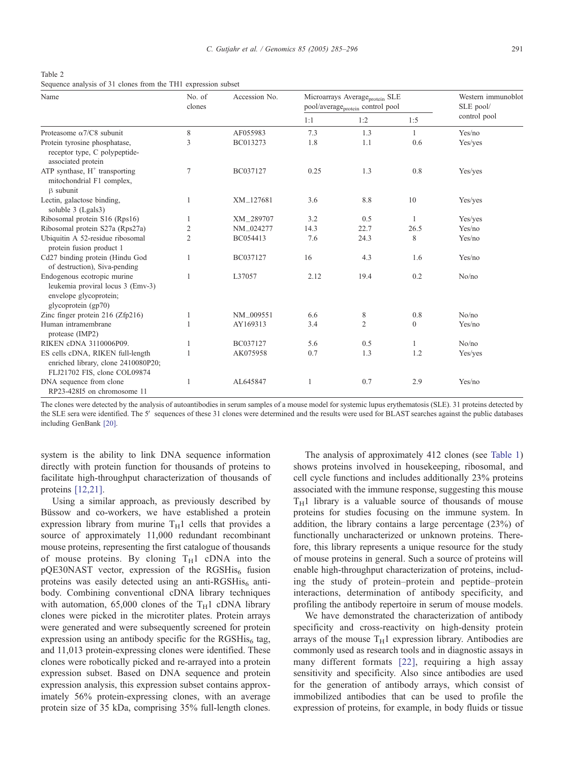Table 2
Sequence analysis of 31 clones from the TH1 expression subset

| Name | No. of clones | Accession No. | Microarrays Average$_{protein}$ SLE pool/average$_{protein}$ control pool | | | Western immunoblot SLE pool/ control pool |
|---|---|---|---|---|---|---|
| | | | 1:1 | 1:2 | 1:5 | |
| Proteasome α7/C8 subunit | 8 | AF055983 | 7.3 | 1.3 | 1 | Yes/no |
| Protein tyrosine phosphatase, receptor type, C polypeptide-associated protein | 3 | BC013273 | 1.8 | 1.1 | 0.6 | Yes/yes |
| ATP synthase, $H^+$ transporting mitochondrial F1 complex, β subunit | 7 | BC037127 | 0.25 | 1.3 | 0.8 | Yes/yes |
| Lectin, galactose binding, soluble 3 (Lgals3) | 1 | XM_127681 | 3.6 | 8.8 | 10 | Yes/yes |
| Ribosomal protein S16 (Rps16) | 1 | XM_289707 | 3.2 | 0.5 | 1 | Yes/yes |
| Ribosomal protein S27a (Rps27a) | 2 | NM_024277 | 14.3 | 22.7 | 26.5 | Yes/no |
| Ubiquitin A 52-residue ribosomal protein fusion product 1 | 2 | BC054413 | 7.6 | 24.3 | 8 | Yes/no |
| Cd27 binding protein (Hindu God of destruction), Siva-pending | 1 | BC037127 | 16 | 4.3 | 1.6 | Yes/no |
| Endogenous ecotropic murine leukemia proviral locus 3 (Emv-3) envelope glycoprotein; glycoprotein (gp70) | 1 | L37057 | 2.12 | 19.4 | 0.2 | No/no |
| Zinc finger protein 216 (Zfp216) | 1 | NM_009551 | 6.6 | 8 | 0.8 | No/no |
| Human intramembrane protease (IMP2) | 1 | AY169313 | 3.4 | 2 | 0 | Yes/no |
| RIKEN cDNA 3110006P09. | 1 | BC037127 | 5.6 | 0.5 | 1 | No/no |
| ES cells cDNA, RIKEN full-length enriched library, clone 2410080P20; FLJ21702 FIS, clone COL09874 | 1 | AK075958 | 0.7 | 1.3 | 1.2 | Yes/yes |
| DNA sequence from clone RP23-428I5 on chromosome 11 | 1 | AL645847 | 1 | 0.7 | 2.9 | Yes/no |

The clones were detected by the analysis of autoantibodies in serum samples of a mouse model for systemic lupus erythematosis (SLE). 31 proteins detected by the SLE sera were identified. The 5′ sequences of these 31 clones were determined and the results were used for BLAST searches against the public databases including GenBank [20].

system is the ability to link DNA sequence information directly with protein function for thousands of proteins to facilitate high-throughput characterization of thousands of proteins [12,21].

Using a similar approach, as previously described by Büssow and co-workers, we have established a protein expression library from murine $T_H1$ cells that provides a source of approximately 11,000 redundant recombinant mouse proteins, representing the first catalogue of thousands of mouse proteins. By cloning $T_H1$ cDNA into the pQE30NAST vector, expression of the $RGSHis_6$ fusion proteins was easily detected using an anti-$RGSHis_6$ antibody. Combining conventional cDNA library techniques with automation, 65,000 clones of the $T_H1$ cDNA library clones were picked in the microtiter plates. Protein arrays were generated and were subsequently screened for protein expression using an antibody specific for the $RGSHis_6$ tag, and 11,013 protein-expressing clones were identified. These clones were robotically picked and re-arrayed into a protein expression subset. Based on DNA sequence and protein expression analysis, this expression subset contains approximately 56% protein-expressing clones, with an average protein size of 35 kDa, comprising 35% full-length clones.

The analysis of approximately 412 clones (see Table 1) shows proteins involved in housekeeping, ribosomal, and cell cycle functions and includes additionally 23% proteins associated with the immune response, suggesting this mouse $T_H1$ library is a valuable source of thousands of mouse proteins for studies focusing on the immune system. In addition, the library contains a large percentage (23%) of functionally uncharacterized or unknown proteins. Therefore, this library represents a unique resource for the study of mouse proteins in general. Such a source of proteins will enable high-throughput characterization of proteins, including the study of protein–protein and peptide–protein interactions, determination of antibody specificity, and profiling the antibody repertoire in serum of mouse models.

We have demonstrated the characterization of antibody specificity and cross-reactivity on high-density protein arrays of the mouse $T_H1$ expression library. Antibodies are commonly used as research tools and in diagnostic assays in many different formats [22], requiring a high assay sensitivity and specificity. Also since antibodies are used for the generation of antibody arrays, which consist of immobilized antibodies that can be used to profile the expression of proteins, for example, in body fluids or tissue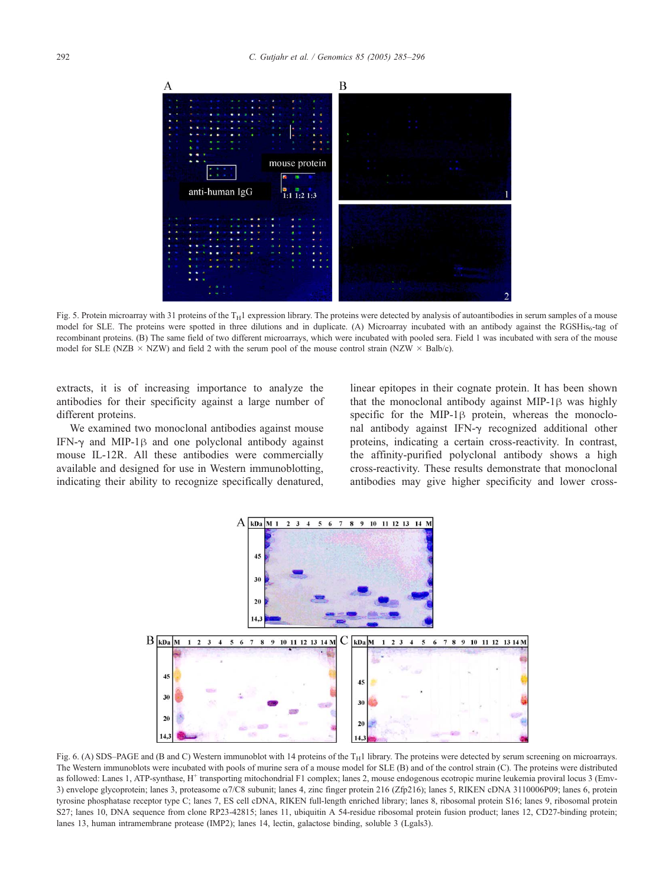Fig. 5. Protein microarray with 31 proteins of the $T_H1$ expression library. The proteins were detected by analysis of autoantibodies in serum samples of a mouse model for SLE. The proteins were spotted in three dilutions and in duplicate. (A) Microarray incubated with an antibody against the RGSHis$_6$-tag of recombinant proteins. (B) The same field of two different microarrays, which were incubated with pooled sera. Field 1 was incubated with sera of the mouse model for SLE (NZB × NZW) and field 2 with the serum pool of the mouse control strain (NZW × Balb/c).

extracts, it is of increasing importance to analyze the antibodies for their specificity against a large number of different proteins.

We examined two monoclonal antibodies against mouse IFN-γ and MIP-1β and one polyclonal antibody against mouse IL-12R. All these antibodies were commercially available and designed for use in Western immunoblotting, indicating their ability to recognize specifically denatured, linear epitopes in their cognate protein. It has been shown that the monoclonal antibody against MIP-1β was highly specific for the MIP-1β protein, whereas the monoclonal antibody against IFN-γ recognized additional other proteins, indicating a certain cross-reactivity. In contrast, the affinity-purified polyclonal antibody shows a high cross-reactivity. These results demonstrate that monoclonal antibodies may give higher specificity and lower cross-

Fig. 6. (A) SDS–PAGE and (B and C) Western immunoblot with 14 proteins of the $T_H1$ library. The proteins were detected by serum screening on microarrays. The Western immunoblots were incubated with pools of murine sera of a mouse model for SLE (B) and of the control strain (C). The proteins were distributed as followed: Lanes 1, ATP-synthase, $H^+$ transporting mitochondrial F1 complex; lanes 2, mouse endogenous ecotropic murine leukemia proviral locus 3 (Emv-3) envelope glycoprotein; lanes 3, proteasome α7/C8 subunit; lanes 4, zinc finger protein 216 (Zfp216); lanes 5, RIKEN cDNA 3110006P09; lanes 6, protein tyrosine phosphatase receptor type C; lanes 7, ES cell cDNA, RIKEN full-length enriched library; lanes 8, ribosomal protein S16; lanes 9, ribosomal protein S27; lanes 10, DNA sequence from clone RP23-42815; lanes 11, ubiquitin A 54-residue ribosomal protein fusion product; lanes 12, CD27-binding protein; lanes 13, human intramembrane protease (IMP2); lanes 14, lectin, galactose binding, soluble 3 (Lgals3).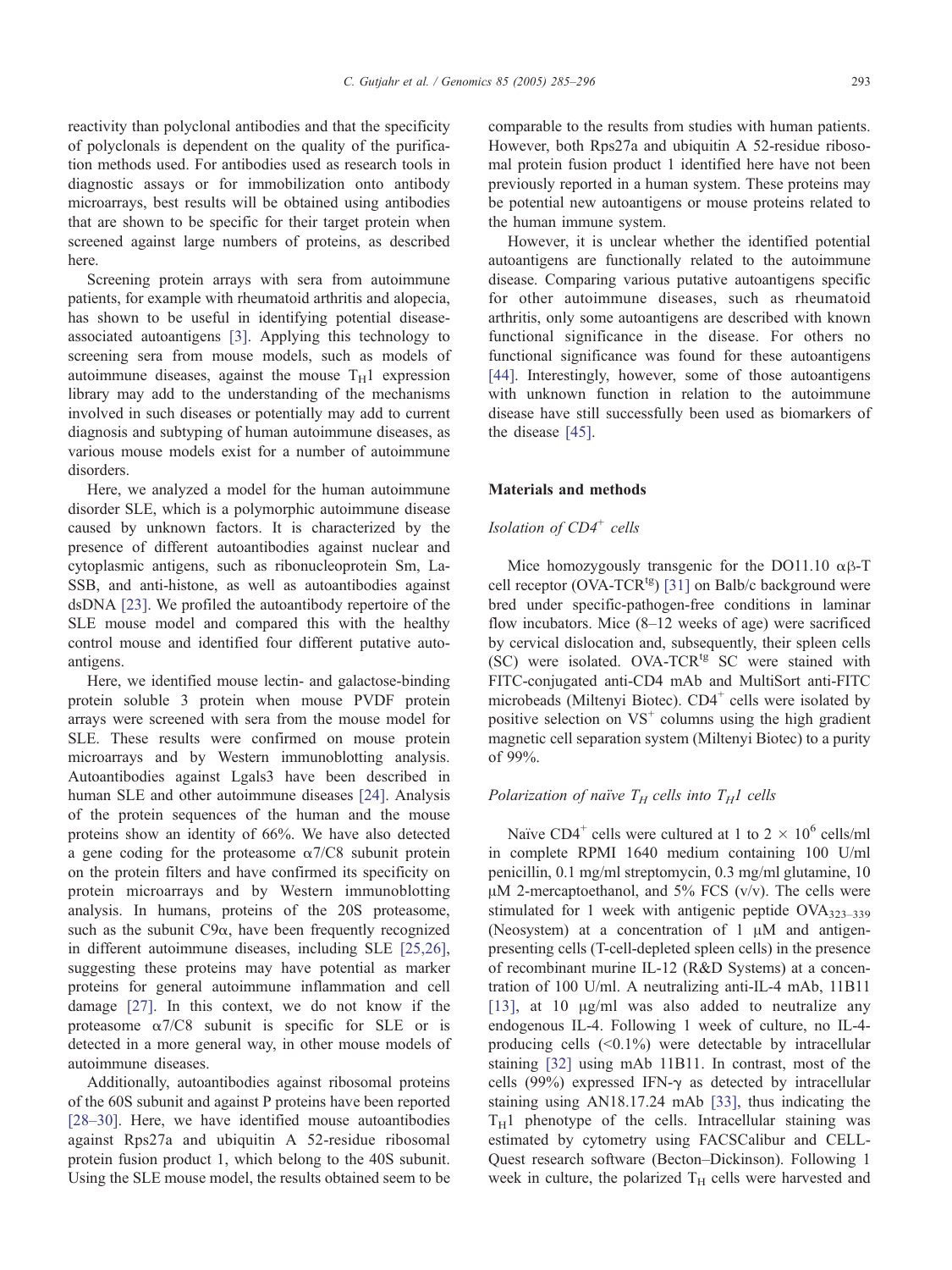reactivity than polyclonal antibodies and that the specificity of polyclonals is dependent on the quality of the purification methods used. For antibodies used as research tools in diagnostic assays or for immobilization onto antibody microarrays, best results will be obtained using antibodies that are shown to be specific for their target protein when screened against large numbers of proteins, as described here.

Screening protein arrays with sera from autoimmune patients, for example with rheumatoid arthritis and alopecia, has shown to be useful in identifying potential disease-associated autoantigens [3]. Applying this technology to screening sera from mouse models, such as models of autoimmune diseases, against the mouse $T_H1$ expression library may add to the understanding of the mechanisms involved in such diseases or potentially may add to current diagnosis and subtyping of human autoimmune diseases, as various mouse models exist for a number of autoimmune disorders.

Here, we analyzed a model for the human autoimmune disorder SLE, which is a polymorphic autoimmune disease caused by unknown factors. It is characterized by the presence of different autoantibodies against nuclear and cytoplasmic antigens, such as ribonucleoprotein Sm, La-SSB, and anti-histone, as well as autoantibodies against dsDNA [23]. We profiled the autoantibody repertoire of the SLE mouse model and compared this with the healthy control mouse and identified four different putative autoantigens.

Here, we identified mouse lectin- and galactose-binding protein soluble 3 protein when mouse PVDF protein arrays were screened with sera from the mouse model for SLE. These results were confirmed on mouse protein microarrays and by Western immunoblotting analysis. Autoantibodies against Lgals3 have been described in human SLE and other autoimmune diseases [24]. Analysis of the protein sequences of the human and the mouse proteins show an identity of 66%. We have also detected a gene coding for the proteasome α7/C8 subunit protein on the protein filters and have confirmed its specificity on protein microarrays and by Western immunoblotting analysis. In humans, proteins of the 20S proteasome, such as the subunit C9α, have been frequently recognized in different autoimmune diseases, including SLE [25,26], suggesting these proteins may have potential as marker proteins for general autoimmune inflammation and cell damage [27]. In this context, we do not know if the proteasome α7/C8 subunit is specific for SLE or is detected in a more general way, in other mouse models of autoimmune diseases.

Additionally, autoantibodies against ribosomal proteins of the 60S subunit and against P proteins have been reported [28–30]. Here, we have identified mouse autoantibodies against Rps27a and ubiquitin A 52-residue ribosomal protein fusion product 1, which belong to the 40S subunit. Using the SLE mouse model, the results obtained seem to be comparable to the results from studies with human patients. However, both Rps27a and ubiquitin A 52-residue ribosomal protein fusion product 1 identified here have not been previously reported in a human system. These proteins may be potential new autoantigens or mouse proteins related to the human immune system.

However, it is unclear whether the identified potential autoantigens are functionally related to the autoimmune disease. Comparing various putative autoantigens specific for other autoimmune diseases, such as rheumatoid arthritis, only some autoantigens are described with known functional significance in the disease. For others no functional significance was found for these autoantigens [44]. Interestingly, however, some of those autoantigens with unknown function in relation to the autoimmune disease have still successfully been used as biomarkers of the disease [45].

## Materials and methods

### *Isolation of $CD4^+$ cells*

Mice homozygously transgenic for the DO11.10 αβ-T cell receptor (OVA-$TCR^{tg}$) [31] on Balb/c background were bred under specific-pathogen-free conditions in laminar flow incubators. Mice (8–12 weeks of age) were sacrificed by cervical dislocation and, subsequently, their spleen cells (SC) were isolated. OVA-$TCR^{tg}$ SC were stained with FITC-conjugated anti-CD4 mAb and MultiSort anti-FITC microbeads (Miltenyi Biotec). $CD4^+$ cells were isolated by positive selection on $VS^+$ columns using the high gradient magnetic cell separation system (Miltenyi Biotec) to a purity of 99%.

### *Polarization of naïve $T_H$ cells into $T_H1$ cells*

Naïve $CD4^+$ cells were cultured at 1 to 2 × $10^6$ cells/ml in complete RPMI 1640 medium containing 100 U/ml penicillin, 0.1 mg/ml streptomycin, 0.3 mg/ml glutamine, 10 μM 2-mercaptoethanol, and 5% FCS (v/v). The cells were stimulated for 1 week with antigenic peptide $OVA_{323–339}$ (Neosystem) at a concentration of 1 μM and antigen-presenting cells (T-cell-depleted spleen cells) in the presence of recombinant murine IL-12 (R&D Systems) at a concentration of 100 U/ml. A neutralizing anti-IL-4 mAb, 11B11 [13], at 10 μg/ml was also added to neutralize any endogenous IL-4. Following 1 week of culture, no IL-4-producing cells (<0.1%) were detectable by intracellular staining [32] using mAb 11B11. In contrast, most of the cells (99%) expressed IFN-γ as detected by intracellular staining using AN18.17.24 mAb [33], thus indicating the $T_H1$ phenotype of the cells. Intracellular staining was estimated by cytometry using FACSCalibur and CELL-Quest research software (Becton–Dickinson). Following 1 week in culture, the polarized $T_H$ cells were harvested and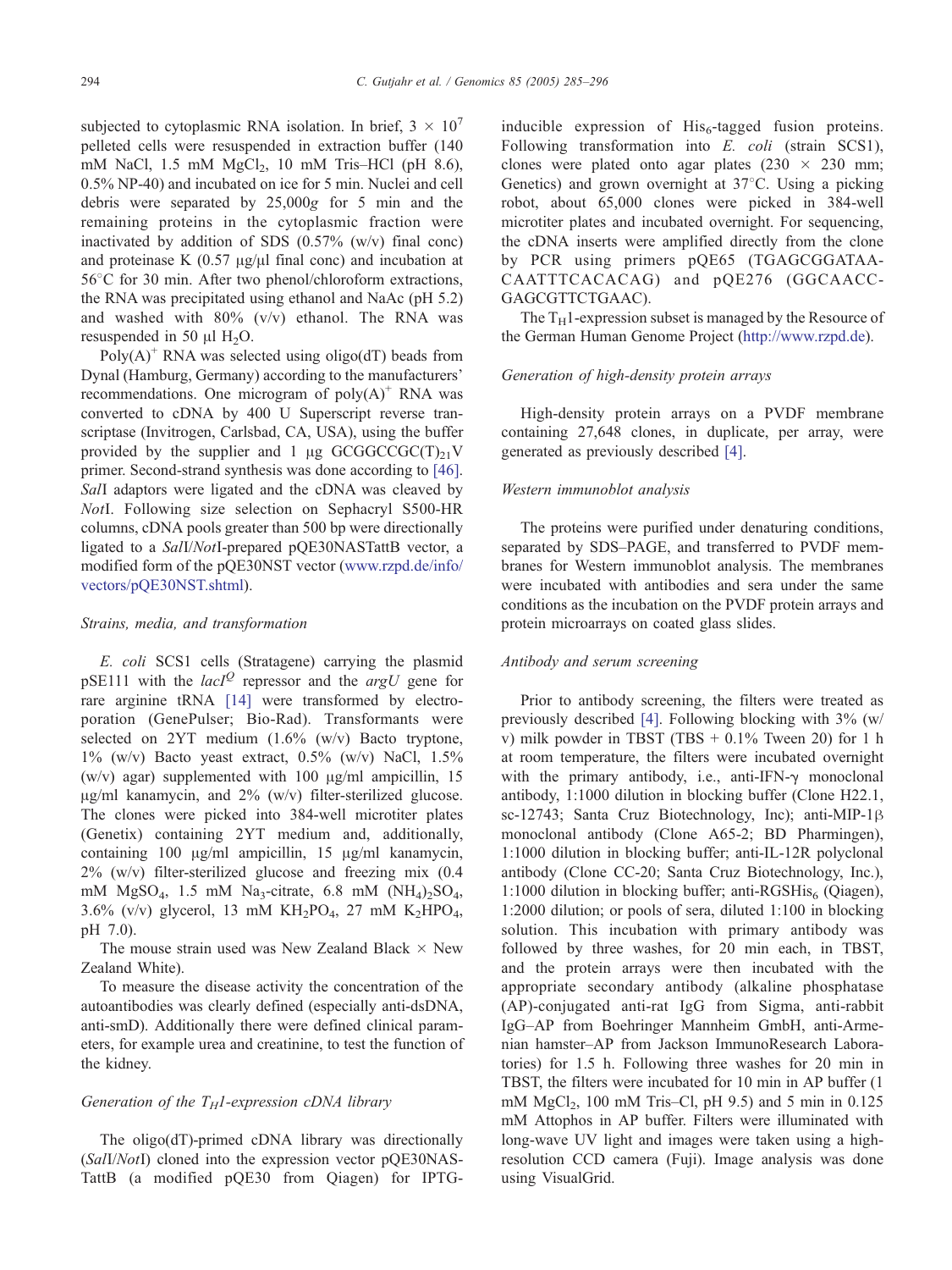subjected to cytoplasmic RNA isolation. In brief, $3 \times 10^7$ pelleted cells were resuspended in extraction buffer (140 mM NaCl, 1.5 mM $MgCl_2$, 10 mM Tris–HCl (pH 8.6), 0.5% NP-40) and incubated on ice for 5 min. Nuclei and cell debris were separated by 25,000g for 5 min and the remaining proteins in the cytoplasmic fraction were inactivated by addition of SDS (0.57% (w/v) final conc) and proteinase K (0.57 μg/μl final conc) and incubation at 56°C for 30 min. After two phenol/chloroform extractions, the RNA was precipitated using ethanol and NaAc (pH 5.2) and washed with 80% (v/v) ethanol. The RNA was resuspended in 50 μl $H_2O$.

$Poly(A)^+$ RNA was selected using oligo(dT) beads from Dynal (Hamburg, Germany) according to the manufacturers' recommendations. One microgram of $poly(A)^+$ RNA was converted to cDNA by 400 U Superscript reverse transcriptase (Invitrogen, Carlsbad, CA, USA), using the buffer provided by the supplier and 1 μg $GCGGCCGC(T)_{21}V$ primer. Second-strand synthesis was done according to [46]. *Sal*I adaptors were ligated and the cDNA was cleaved by *Not*I. Following size selection on Sephacryl S500-HR columns, cDNA pools greater than 500 bp were directionally ligated to a *Sal*I/*Not*I-prepared pQE30NASTattB vector, a modified form of the pQE30NST vector (www.rzpd.de/info/vectors/pQE30NST.shtml).

### Strains, media, and transformation

*E. coli* SCS1 cells (Stratagene) carrying the plasmid pSE111 with the $lacI^Q$ repressor and the *argU* gene for rare arginine tRNA [14] were transformed by electroporation (GenePulser; Bio-Rad). Transformants were selected on 2YT medium (1.6% (w/v) Bacto tryptone, 1% (w/v) Bacto yeast extract, 0.5% (w/v) NaCl, 1.5% (w/v) agar) supplemented with 100 μg/ml ampicillin, 15 μg/ml kanamycin, and 2% (w/v) filter-sterilized glucose. The clones were picked into 384-well microtiter plates (Genetix) containing 2YT medium and, additionally, containing 100 μg/ml ampicillin, 15 μg/ml kanamycin, 2% (w/v) filter-sterilized glucose and freezing mix (0.4 mM $MgSO_4$, 1.5 mM $Na_3$-citrate, 6.8 mM $(NH_4)_2SO_4$, 3.6% (v/v) glycerol, 13 mM $KH_2PO_4$, 27 mM $K_2HPO_4$, pH 7.0).

The mouse strain used was New Zealand Black × New Zealand White).

To measure the disease activity the concentration of the autoantibodies was clearly defined (especially anti-dsDNA, anti-smD). Additionally there were defined clinical parameters, for example urea and creatinine, to test the function of the kidney.

### Generation of the $T_H1$-expression cDNA library

The oligo(dT)-primed cDNA library was directionally (*Sal*I/*Not*I) cloned into the expression vector pQE30NASTattB (a modified pQE30 from Qiagen) for IPTG-inducible expression of $His_6$-tagged fusion proteins. Following transformation into *E. coli* (strain SCS1), clones were plated onto agar plates (230 × 230 mm; Genetics) and grown overnight at 37°C. Using a picking robot, about 65,000 clones were picked in 384-well microtiter plates and incubated overnight. For sequencing, the cDNA inserts were amplified directly from the clone by PCR using primers pQE65 (TGAGCGGATAACAATTTCACACAG) and pQE276 (GGCAACCGAGCGTTCTGAAC).

The $T_H1$-expression subset is managed by the Resource of the German Human Genome Project (http://www.rzpd.de).

### Generation of high-density protein arrays

High-density protein arrays on a PVDF membrane containing 27,648 clones, in duplicate, per array, were generated as previously described [4].

### Western immunoblot analysis

The proteins were purified under denaturing conditions, separated by SDS–PAGE, and transferred to PVDF membranes for Western immunoblot analysis. The membranes were incubated with antibodies and sera under the same conditions as the incubation on the PVDF protein arrays and protein microarrays on coated glass slides.

### Antibody and serum screening

Prior to antibody screening, the filters were treated as previously described [4]. Following blocking with 3% (w/v) milk powder in TBST (TBS + 0.1% Tween 20) for 1 h at room temperature, the filters were incubated overnight with the primary antibody, i.e., anti-IFN-γ monoclonal antibody, 1:1000 dilution in blocking buffer (Clone H22.1, sc-12743; Santa Cruz Biotechnology, Inc); anti-MIP-1β monoclonal antibody (Clone A65-2; BD Pharmingen), 1:1000 dilution in blocking buffer; anti-IL-12R polyclonal antibody (Clone CC-20; Santa Cruz Biotechnology, Inc.), 1:1000 dilution in blocking buffer; anti-$RGSHis_6$ (Qiagen), 1:2000 dilution; or pools of sera, diluted 1:100 in blocking solution. This incubation with primary antibody was followed by three washes, for 20 min each, in TBST, and the protein arrays were then incubated with the appropriate secondary antibody (alkaline phosphatase (AP)-conjugated anti-rat IgG from Sigma, anti-rabbit IgG–AP from Boehringer Mannheim GmbH, anti-Armenian hamster–AP from Jackson ImmunoResearch Laboratories) for 1.5 h. Following three washes for 20 min in TBST, the filters were incubated for 10 min in AP buffer (1 mM $MgCl_2$, 100 mM Tris–Cl, pH 9.5) and 5 min in 0.125 mM Attophos in AP buffer. Filters were illuminated with long-wave UV light and images were taken using a high-resolution CCD camera (Fuji). Image analysis was done using VisualGrid.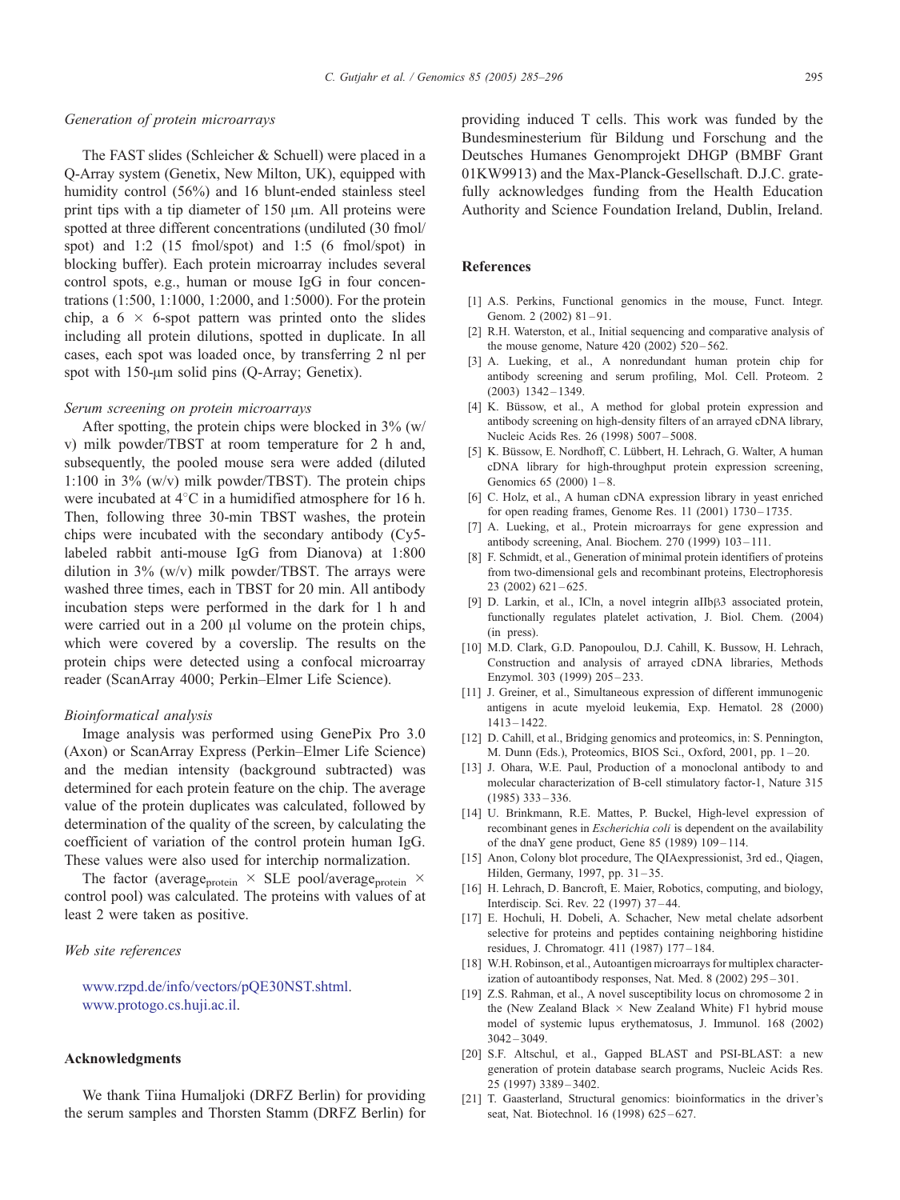### Generation of protein microarrays

The FAST slides (Schleicher & Schuell) were placed in a Q-Array system (Genetix, New Milton, UK), equipped with humidity control (56%) and 16 blunt-ended stainless steel print tips with a tip diameter of 150 μm. All proteins were spotted at three different concentrations (undiluted (30 fmol/spot) and 1:2 (15 fmol/spot) and 1:5 (6 fmol/spot) in blocking buffer). Each protein microarray includes several control spots, e.g., human or mouse IgG in four concentrations (1:500, 1:1000, 1:2000, and 1:5000). For the protein chip, a 6 × 6-spot pattern was printed onto the slides including all protein dilutions, spotted in duplicate. In all cases, each spot was loaded once, by transferring 2 nl per spot with 150-μm solid pins (Q-Array; Genetix).

### Serum screening on protein microarrays

After spotting, the protein chips were blocked in 3% (w/v) milk powder/TBST at room temperature for 2 h and, subsequently, the pooled mouse sera were added (diluted 1:100 in 3% (w/v) milk powder/TBST). The protein chips were incubated at 4°C in a humidified atmosphere for 16 h. Then, following three 30-min TBST washes, the protein chips were incubated with the secondary antibody (Cy5-labeled rabbit anti-mouse IgG from Dianova) at 1:800 dilution in 3% (w/v) milk powder/TBST. The arrays were washed three times, each in TBST for 20 min. All antibody incubation steps were performed in the dark for 1 h and were carried out in a 200 μl volume on the protein chips, which were covered by a coverslip. The results on the protein chips were detected using a confocal microarray reader (ScanArray 4000; Perkin–Elmer Life Science).

### Bioinformatical analysis

Image analysis was performed using GenePix Pro 3.0 (Axon) or ScanArray Express (Perkin–Elmer Life Science) and the median intensity (background subtracted) was determined for each protein feature on the chip. The average value of the protein duplicates was calculated, followed by determination of the quality of the screen, by calculating the coefficient of variation of the control protein human IgG. These values were also used for interchip normalization.

The factor ($\text{average}_{\text{protein}} \times$ SLE pool/$\text{average}_{\text{protein}} \times$ control pool) was calculated. The proteins with values of at least 2 were taken as positive.

### Web site references

www.rzpd.de/info/vectors/pQE30NST.shtml.
www.protogo.cs.huji.ac.il.

## Acknowledgments

We thank Tiina Humaljoki (DRFZ Berlin) for providing the serum samples and Thorsten Stamm (DRFZ Berlin) for providing induced T cells. This work was funded by the Bundesminesterium für Bildung und Forschung and the Deutsches Humanes Genomprojekt DHGP (BMBF Grant 01KW9913) and the Max-Planck-Gesellschaft. D.J.C. gratefully acknowledges funding from the Health Education Authority and Science Foundation Ireland, Dublin, Ireland.

## References

[1] A.S. Perkins, Functional genomics in the mouse, Funct. Integr. Genom. 2 (2002) 81–91.

[2] R.H. Waterston, et al., Initial sequencing and comparative analysis of the mouse genome, Nature 420 (2002) 520–562.

[3] A. Lueking, et al., A nonredundant human protein chip for antibody screening and serum profiling, Mol. Cell. Proteom. 2 (2003) 1342–1349.

[4] K. Büssow, et al., A method for global protein expression and antibody screening on high-density filters of an arrayed cDNA library, Nucleic Acids Res. 26 (1998) 5007–5008.

[5] K. Büssow, E. Nordhoff, C. Lübbert, H. Lehrach, G. Walter, A human cDNA library for high-throughput protein expression screening, Genomics 65 (2000) 1–8.

[6] C. Holz, et al., A human cDNA expression library in yeast enriched for open reading frames, Genome Res. 11 (2001) 1730–1735.

[7] A. Lueking, et al., Protein microarrays for gene expression and antibody screening, Anal. Biochem. 270 (1999) 103–111.

[8] F. Schmidt, et al., Generation of minimal protein identifiers of proteins from two-dimensional gels and recombinant proteins, Electrophoresis 23 (2002) 621–625.

[9] D. Larkin, et al., ICln, a novel integrin aIIbβ3 associated protein, functionally regulates platelet activation, J. Biol. Chem. (2004) (in press).

[10] M.D. Clark, G.D. Panopoulou, D.J. Cahill, K. Bussow, H. Lehrach, Construction and analysis of arrayed cDNA libraries, Methods Enzymol. 303 (1999) 205–233.

[11] J. Greiner, et al., Simultaneous expression of different immunogenic antigens in acute myeloid leukemia, Exp. Hematol. 28 (2000) 1413–1422.

[12] D. Cahill, et al., Bridging genomics and proteomics, in: S. Pennington, M. Dunn (Eds.), Proteomics, BIOS Sci., Oxford, 2001, pp. 1–20.

[13] J. Ohara, W.E. Paul, Production of a monoclonal antibody to and molecular characterization of B-cell stimulatory factor-1, Nature 315 (1985) 333–336.

[14] U. Brinkmann, R.E. Mattes, P. Buckel, High-level expression of recombinant genes in *Escherichia coli* is dependent on the availability of the dnaY gene product, Gene 85 (1989) 109–114.

[15] Anon, Colony blot procedure, The QIAexpressionist, 3rd ed., Qiagen, Hilden, Germany, 1997, pp. 31–35.

[16] H. Lehrach, D. Bancroft, E. Maier, Robotics, computing, and biology, Interdiscip. Sci. Rev. 22 (1997) 37–44.

[17] E. Hochuli, H. Dobeli, A. Schacher, New metal chelate adsorbent selective for proteins and peptides containing neighboring histidine residues, J. Chromatogr. 411 (1987) 177–184.

[18] W.H. Robinson, et al., Autoantigen microarrays for multiplex characterization of autoantibody responses, Nat. Med. 8 (2002) 295–301.

[19] Z.S. Rahman, et al., A novel susceptibility locus on chromosome 2 in the (New Zealand Black × New Zealand White) F1 hybrid mouse model of systemic lupus erythematosus, J. Immunol. 168 (2002) 3042–3049.

[20] S.F. Altschul, et al., Gapped BLAST and PSI-BLAST: a new generation of protein database search programs, Nucleic Acids Res. 25 (1997) 3389–3402.

[21] T. Gaasterland, Structural genomics: bioinformatics in the driver's seat, Nat. Biotechnol. 16 (1998) 625–627.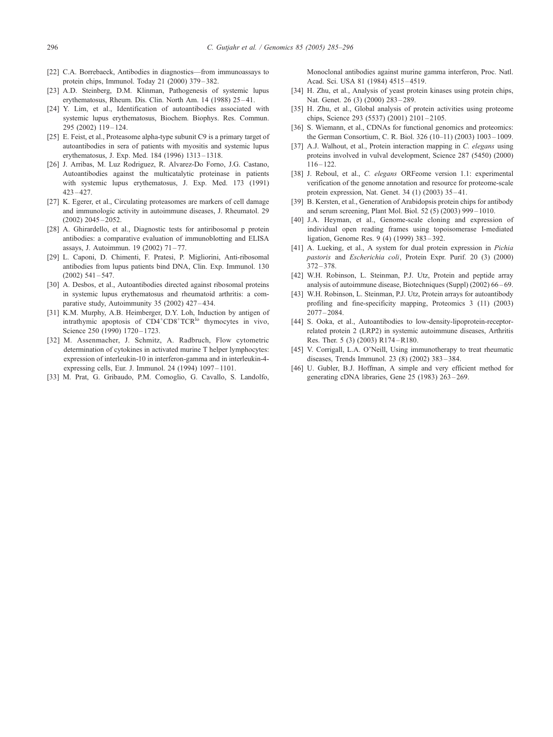[22] C.A. Borrebaeck, Antibodies in diagnostics—from immunoassays to protein chips, Immunol. Today 21 (2000) 379–382.

[23] A.D. Steinberg, D.M. Klinman, Pathogenesis of systemic lupus erythematosus, Rheum. Dis. Clin. North Am. 14 (1988) 25–41.

[24] Y. Lim, et al., Identification of autoantibodies associated with systemic lupus erythematosus, Biochem. Biophys. Res. Commun. 295 (2002) 119–124.

[25] E. Feist, et al., Proteasome alpha-type subunit C9 is a primary target of autoantibodies in sera of patients with myositis and systemic lupus erythematosus, J. Exp. Med. 184 (1996) 1313–1318.

[26] J. Arribas, M. Luz Rodriguez, R. Alvarez-Do Forno, J.G. Castano, Autoantibodies against the multicatalytic proteinase in patients with systemic lupus erythematosus, J. Exp. Med. 173 (1991) 423–427.

[27] K. Egerer, et al., Circulating proteasomes are markers of cell damage and immunologic activity in autoimmune diseases, J. Rheumatol. 29 (2002) 2045–2052.

[28] A. Ghirardello, et al., Diagnostic tests for antiribosomal p protein antibodies: a comparative evaluation of immunoblotting and ELISA assays, J. Autoimmun. 19 (2002) 71–77.

[29] L. Caponi, D. Chimenti, F. Pratesi, P. Migliorini, Anti-ribosomal antibodies from lupus patients bind DNA, Clin. Exp. Immunol. 130 (2002) 541–547.

[30] A. Desbos, et al., Autoantibodies directed against ribosomal proteins in systemic lupus erythematosus and rheumatoid arthritis: a comparative study, Autoimmunity 35 (2002) 427–434.

[31] K.M. Murphy, A.B. Heimberger, D.Y. Loh, Induction by antigen of intrathymic apoptosis of $CD4^{+}CD8^{+}TCR^{lo}$ thymocytes in vivo, Science 250 (1990) 1720–1723.

[32] M. Assenmacher, J. Schmitz, A. Radbruch, Flow cytometric determination of cytokines in activated murine T helper lymphocytes: expression of interleukin-10 in interferon-gamma and in interleukin-4-expressing cells, Eur. J. Immunol. 24 (1994) 1097–1101.

[33] M. Prat, G. Gribaudo, P.M. Comoglio, G. Cavallo, S. Landolfo, Monoclonal antibodies against murine gamma interferon, Proc. Natl. Acad. Sci. USA 81 (1984) 4515–4519.

[34] H. Zhu, et al., Analysis of yeast protein kinases using protein chips, Nat. Genet. 26 (3) (2000) 283–289.

[35] H. Zhu, et al., Global analysis of protein activities using proteome chips, Science 293 (5537) (2001) 2101–2105.

[36] S. Wiemann, et al., CDNAs for functional genomics and proteomics: the German Consortium, C. R. Biol. 326 (10–11) (2003) 1003–1009.

[37] A.J. Walhout, et al., Protein interaction mapping in *C. elegans* using proteins involved in vulval development, Science 287 (5450) (2000) 116–122.

[38] J. Reboul, et al., *C. elegans* ORFeome version 1.1: experimental verification of the genome annotation and resource for proteome-scale protein expression, Nat. Genet. 34 (1) (2003) 35–41.

[39] B. Kersten, et al., Generation of Arabidopsis protein chips for antibody and serum screening, Plant Mol. Biol. 52 (5) (2003) 999–1010.

[40] J.A. Heyman, et al., Genome-scale cloning and expression of individual open reading frames using topoisomerase I-mediated ligation, Genome Res. 9 (4) (1999) 383–392.

[41] A. Lueking, et al., A system for dual protein expression in *Pichia pastoris* and *Escherichia coli*, Protein Expr. Purif. 20 (3) (2000) 372–378.

[42] W.H. Robinson, L. Steinman, P.J. Utz, Protein and peptide array analysis of autoimmune disease, Biotechniques (Suppl) (2002) 66–69.

[43] W.H. Robinson, L. Steinman, P.J. Utz, Protein arrays for autoantibody profiling and fine-specificity mapping, Proteomics 3 (11) (2003) 2077–2084.

[44] S. Ooka, et al., Autoantibodies to low-density-lipoprotein-receptor-related protein 2 (LRP2) in systemic autoimmune diseases, Arthritis Res. Ther. 5 (3) (2003) R174–R180.

[45] V. Corrigall, L.A. O'Neill, Using immunotherapy to treat rheumatic diseases, Trends Immunol. 23 (8) (2002) 383–384.

[46] U. Gubler, B.J. Hoffman, A simple and very efficient method for generating cDNA libraries, Gene 25 (1983) 263–269.